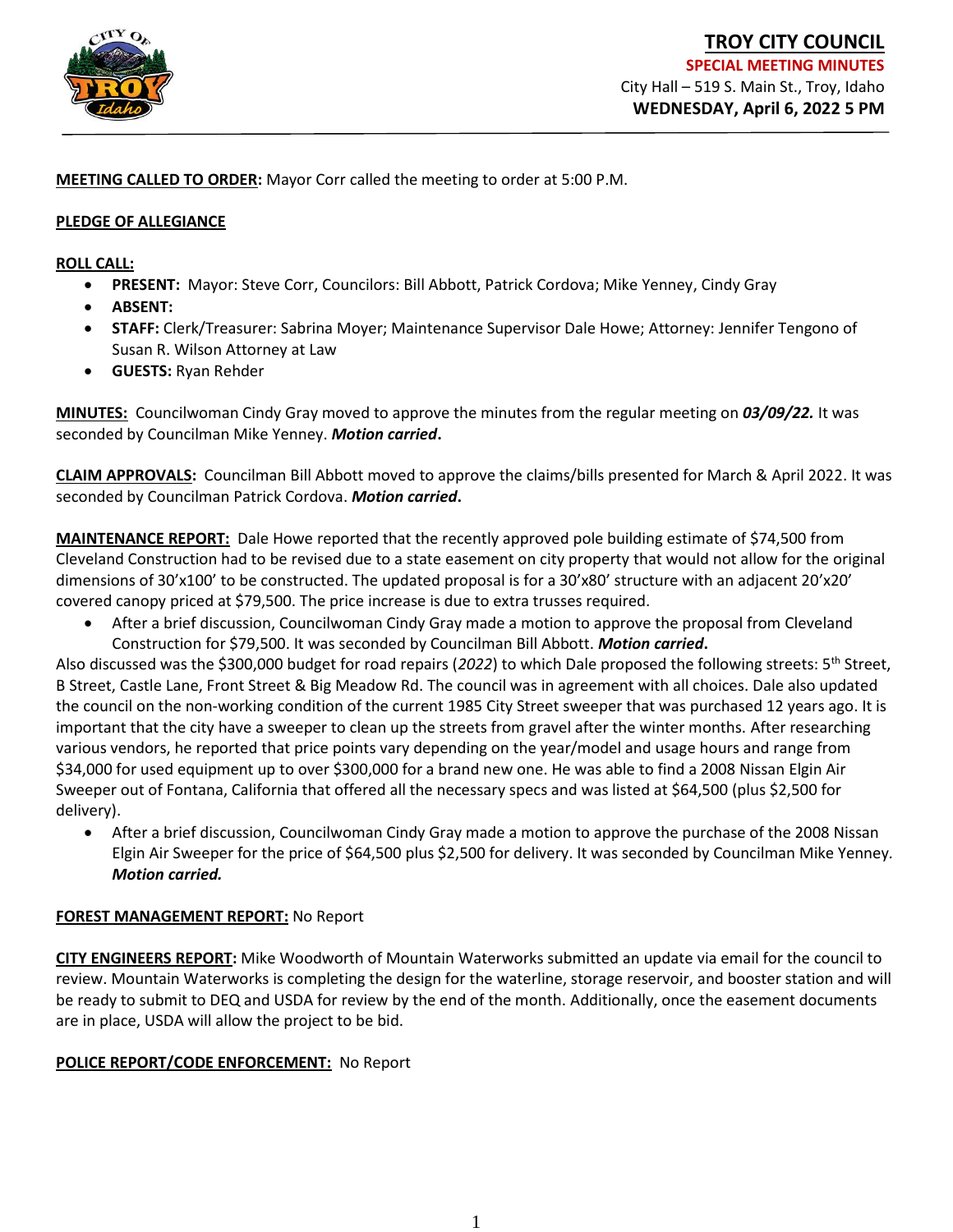# TROY CITY COUNCIL

**SPECIAL MEETING MINUTES**

City Hall – 519 S. Main St., Troy, Idaho

**WEDNESDAY, April 6, 2022 5 PM**

**MEETING CALLED TO ORDER:** Mayor Corr called the meeting to order at 5:00 P.M.

**PLEDGE OF ALLEGIANCE**

**ROLL CALL:**

- **PRESENT:** Mayor: Steve Corr, Councilors: Bill Abbott, Patrick Cordova; Mike Yenney, Cindy Gray
- **ABSENT:**
- **STAFF:** Clerk/Treasurer: Sabrina Moyer; Maintenance Supervisor Dale Howe; Attorney: Jennifer Tengono of Susan R. Wilson Attorney at Law
- **GUESTS:** Ryan Rehder

**MINUTES:** Councilwoman Cindy Gray moved to approve the minutes from the regular meeting on ***03/09/22.*** It was seconded by Councilman Mike Yenney. ***Motion carried*.**

**CLAIM APPROVALS:** Councilman Bill Abbott moved to approve the claims/bills presented for March & April 2022. It was seconded by Councilman Patrick Cordova. ***Motion carried*.**

**MAINTENANCE REPORT:** Dale Howe reported that the recently approved pole building estimate of $74,500 from Cleveland Construction had to be revised due to a state easement on city property that would not allow for the original dimensions of 30'x100' to be constructed. The updated proposal is for a 30'x80' structure with an adjacent 20'x20' covered canopy priced at $79,500. The price increase is due to extra trusses required.

- After a brief discussion, Councilwoman Cindy Gray made a motion to approve the proposal from Cleveland Construction for $79,500. It was seconded by Councilman Bill Abbott. ***Motion carried*.**

Also discussed was the $300,000 budget for road repairs (*2022*) to which Dale proposed the following streets: 5th Street, B Street, Castle Lane, Front Street & Big Meadow Rd. The council was in agreement with all choices. Dale also updated the council on the non-working condition of the current 1985 City Street sweeper that was purchased 12 years ago. It is important that the city have a sweeper to clean up the streets from gravel after the winter months. After researching various vendors, he reported that price points vary depending on the year/model and usage hours and range from $34,000 for used equipment up to over $300,000 for a brand new one. He was able to find a 2008 Nissan Elgin Air Sweeper out of Fontana, California that offered all the necessary specs and was listed at $64,500 (plus $2,500 for delivery).

- After a brief discussion, Councilwoman Cindy Gray made a motion to approve the purchase of the 2008 Nissan Elgin Air Sweeper for the price of $64,500 plus $2,500 for delivery. It was seconded by Councilman Mike Yenney. ***Motion carried.***

**FOREST MANAGEMENT REPORT:** No Report

**CITY ENGINEERS REPORT:** Mike Woodworth of Mountain Waterworks submitted an update via email for the council to review. Mountain Waterworks is completing the design for the waterline, storage reservoir, and booster station and will be ready to submit to DEQ and USDA for review by the end of the month. Additionally, once the easement documents are in place, USDA will allow the project to be bid.

**POLICE REPORT/CODE ENFORCEMENT:** No Report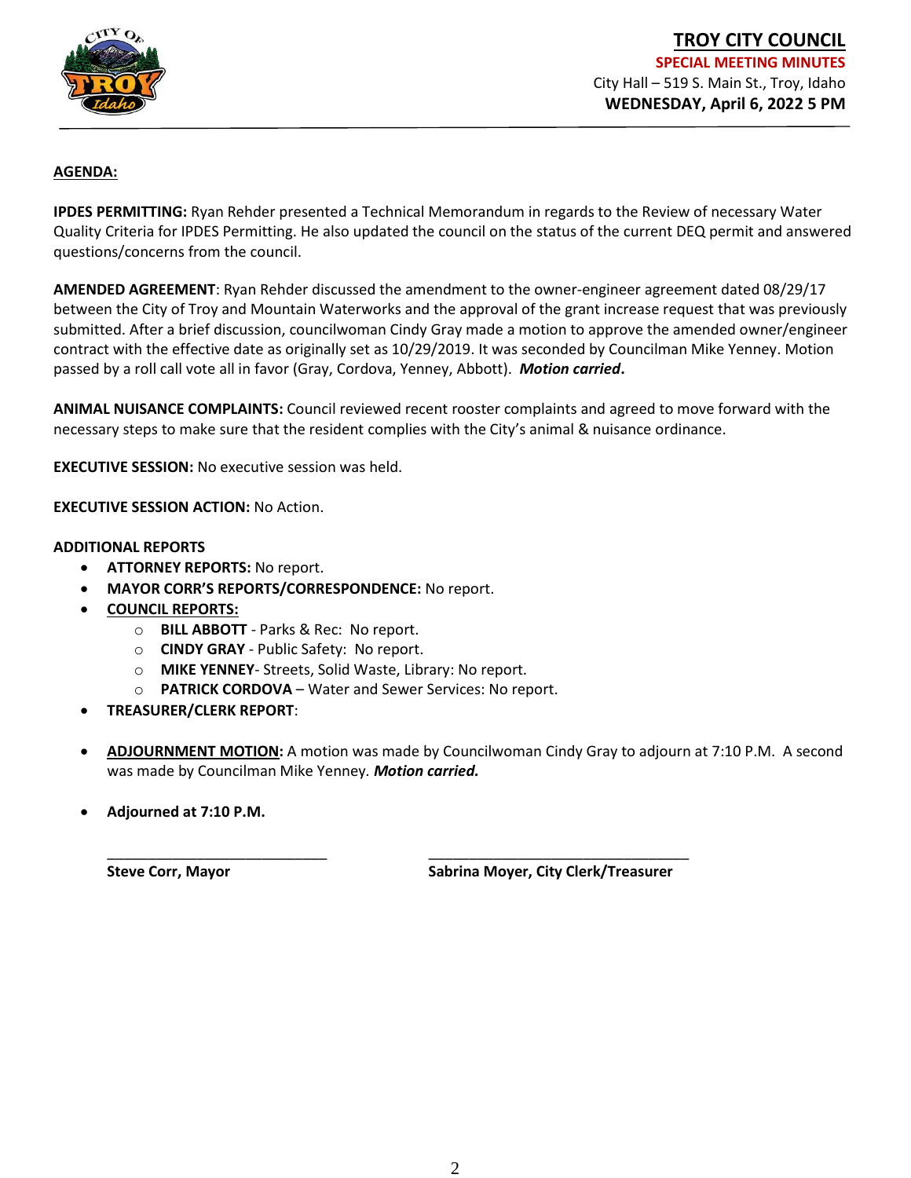# TROY CITY COUNCIL

**SPECIAL MEETING MINUTES**

City Hall – 519 S. Main St., Troy, Idaho

**WEDNESDAY, April 6, 2022 5 PM**

---

**AGENDA:**

**IPDES PERMITTING:** Ryan Rehder presented a Technical Memorandum in regards to the Review of necessary Water Quality Criteria for IPDES Permitting. He also updated the council on the status of the current DEQ permit and answered questions/concerns from the council.

**AMENDED AGREEMENT**: Ryan Rehder discussed the amendment to the owner-engineer agreement dated 08/29/17 between the City of Troy and Mountain Waterworks and the approval of the grant increase request that was previously submitted. After a brief discussion, councilwoman Cindy Gray made a motion to approve the amended owner/engineer contract with the effective date as originally set as 10/29/2019. It was seconded by Councilman Mike Yenney. Motion passed by a roll call vote all in favor (Gray, Cordova, Yenney, Abbott). ***Motion carried*.**

**ANIMAL NUISANCE COMPLAINTS:** Council reviewed recent rooster complaints and agreed to move forward with the necessary steps to make sure that the resident complies with the City's animal & nuisance ordinance.

**EXECUTIVE SESSION:** No executive session was held.

**EXECUTIVE SESSION ACTION:** No Action.

**ADDITIONAL REPORTS**

- **ATTORNEY REPORTS:** No report.
- **MAYOR CORR'S REPORTS/CORRESPONDENCE:** No report.
- **COUNCIL REPORTS:**
  - **BILL ABBOTT** - Parks & Rec: No report.
  - **CINDY GRAY** - Public Safety: No report.
  - **MIKE YENNEY**- Streets, Solid Waste, Library: No report.
  - **PATRICK CORDOVA** – Water and Sewer Services: No report.
- **TREASURER/CLERK REPORT**:
- **ADJOURNMENT MOTION:** A motion was made by Councilwoman Cindy Gray to adjourn at 7:10 P.M. A second was made by Councilman Mike Yenney. ***Motion carried.***
- **Adjourned at 7:10 P.M.**

\_\_\_\_\_\_\_\_\_\_\_\_\_\_\_\_\_\_\_\_\_\_\_\_\_\_\_\_
**Steve Corr, Mayor**

\_\_\_\_\_\_\_\_\_\_\_\_\_\_\_\_\_\_\_\_\_\_\_\_\_\_\_\_
**Sabrina Moyer, City Clerk/Treasurer**